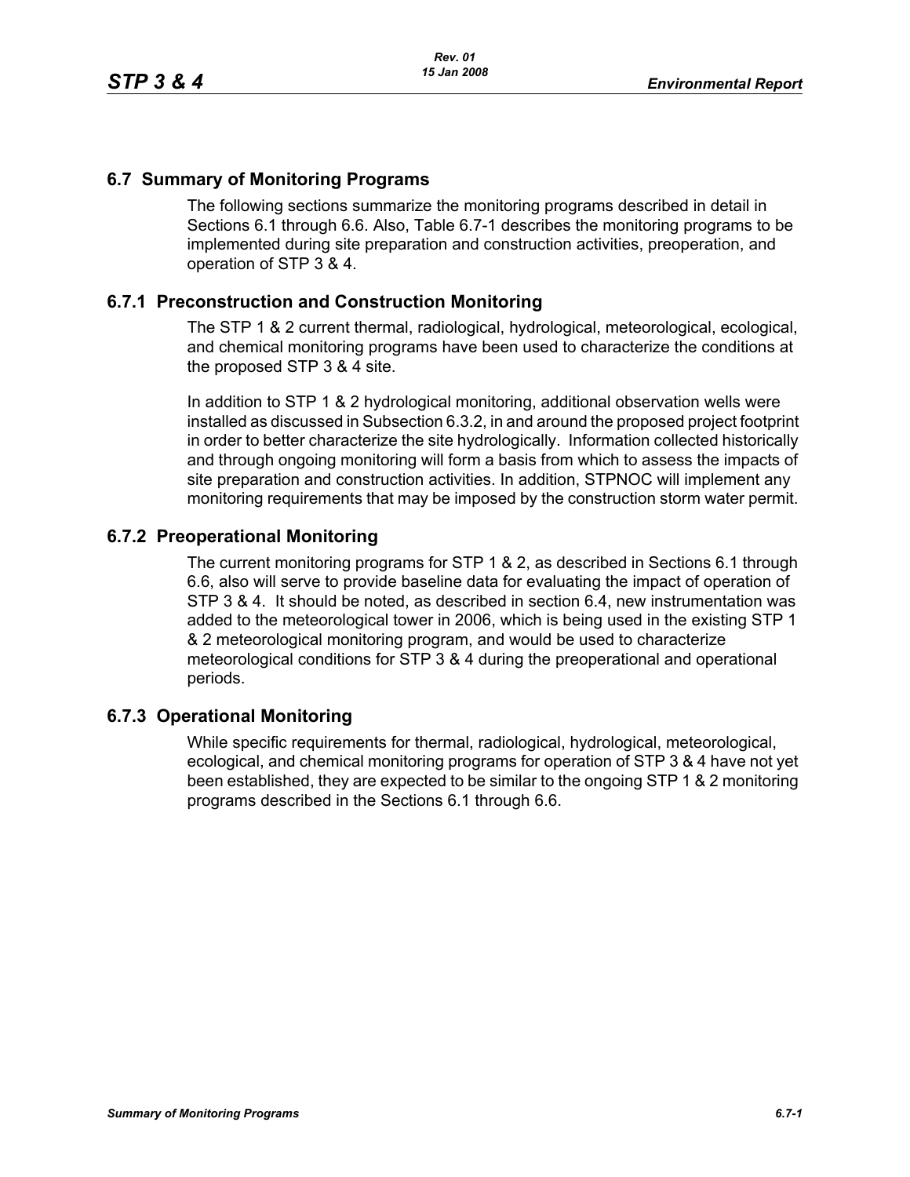## 6.7 Summary of Monitoring Programs

The following sections summarize the monitoring programs described in detail in Sections 6.1 through 6.6. Also, Table 6.7-1 describes the monitoring programs to be implemented during site preparation and construction activities, preoperation, and operation of STP 3 & 4.

### 6.7.1 Preconstruction and Construction Monitoring

The STP 1 & 2 current thermal, radiological, hydrological, meteorological, ecological, and chemical monitoring programs have been used to characterize the conditions at the proposed STP 3 & 4 site.

In addition to STP 1 & 2 hydrological monitoring, additional observation wells were installed as discussed in Subsection 6.3.2, in and around the proposed project footprint in order to better characterize the site hydrologically. Information collected historically and through ongoing monitoring will form a basis from which to assess the impacts of site preparation and construction activities. In addition, STPNOC will implement any monitoring requirements that may be imposed by the construction storm water permit.

### 6.7.2 Preoperational Monitoring

The current monitoring programs for STP 1 & 2, as described in Sections 6.1 through 6.6, also will serve to provide baseline data for evaluating the impact of operation of STP 3 & 4. It should be noted, as described in section 6.4, new instrumentation was added to the meteorological tower in 2006, which is being used in the existing STP 1 & 2 meteorological monitoring program, and would be used to characterize meteorological conditions for STP 3 & 4 during the preoperational and operational periods.

### 6.7.3 Operational Monitoring

While specific requirements for thermal, radiological, hydrological, meteorological, ecological, and chemical monitoring programs for operation of STP 3 & 4 have not yet been established, they are expected to be similar to the ongoing STP 1 & 2 monitoring programs described in the Sections 6.1 through 6.6.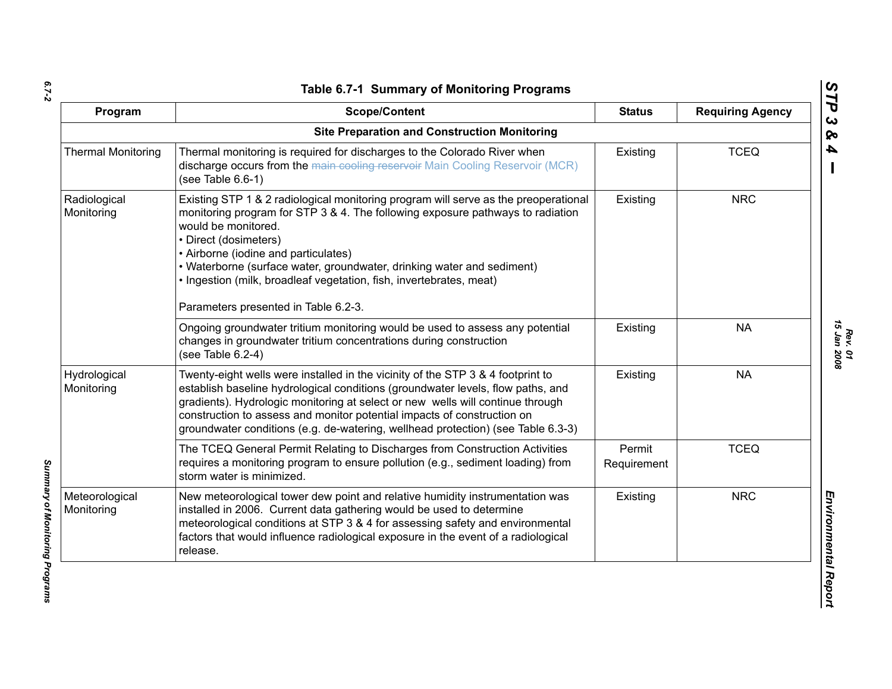**Table 6.7-1 Summary of Monitoring Programs**

| Program | Scope/Content | Status | Requiring Agency |
|---|---|---|---|
| **Site Preparation and Construction Monitoring** | | | |
| Thermal Monitoring | Thermal monitoring is required for discharges to the Colorado River when discharge occurs from the ~~main cooling reservoir~~ Main Cooling Reservoir (MCR) (see Table 6.6-1) | Existing | TCEQ |
| Radiological Monitoring | Existing STP 1 & 2 radiological monitoring program will serve as the preoperational monitoring program for STP 3 & 4. The following exposure pathways to radiation would be monitored.<br>• Direct (dosimeters)<br>• Airborne (iodine and particulates)<br>• Waterborne (surface water, groundwater, drinking water and sediment)<br>• Ingestion (milk, broadleaf vegetation, fish, invertebrates, meat)<br><br>Parameters presented in Table 6.2-3. | Existing | NRC |
| | Ongoing groundwater tritium monitoring would be used to assess any potential changes in groundwater tritium concentrations during construction (see Table 6.2-4) | Existing | NA |
| Hydrological Monitoring | Twenty-eight wells were installed in the vicinity of the STP 3 & 4 footprint to establish baseline hydrological conditions (groundwater levels, flow paths, and gradients). Hydrologic monitoring at select or new wells will continue through construction to assess and monitor potential impacts of construction on groundwater conditions (e.g. de-watering, wellhead protection) (see Table 6.3-3) | Existing | NA |
| | The TCEQ General Permit Relating to Discharges from Construction Activities requires a monitoring program to ensure pollution (e.g., sediment loading) from storm water is minimized. | Permit Requirement | TCEQ |
| Meteorological Monitoring | New meteorological tower dew point and relative humidity instrumentation was installed in 2006. Current data gathering would be used to determine meteorological conditions at STP 3 & 4 for assessing safety and environmental factors that would influence radiological exposure in the event of a radiological release. | Existing | NRC |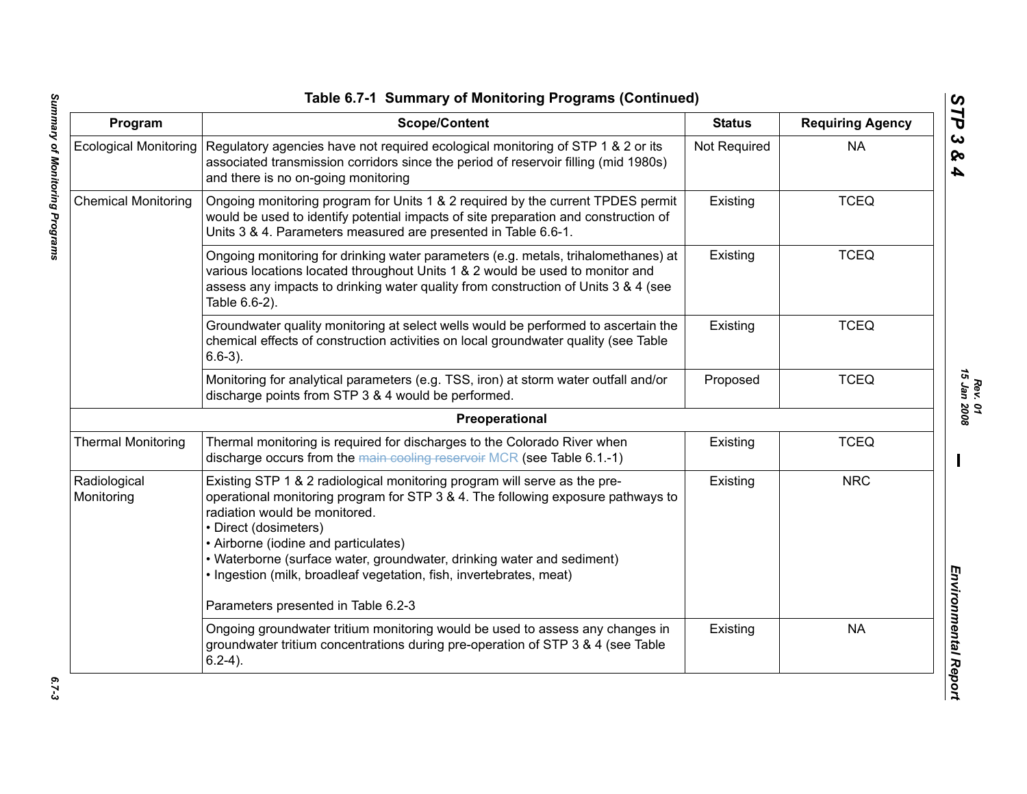**Table 6.7-1 Summary of Monitoring Programs (Continued)**

| Program | Scope/Content | Status | Requiring Agency |
|---|---|---|---|
| Ecological Monitoring | Regulatory agencies have not required ecological monitoring of STP 1 & 2 or its associated transmission corridors since the period of reservoir filling (mid 1980s) and there is no on-going monitoring | Not Required | NA |
| Chemical Monitoring | Ongoing monitoring program for Units 1 & 2 required by the current TPDES permit would be used to identify potential impacts of site preparation and construction of Units 3 & 4. Parameters measured are presented in Table 6.6-1. | Existing | TCEQ |
| | Ongoing monitoring for drinking water parameters (e.g. metals, trihalomethanes) at various locations located throughout Units 1 & 2 would be used to monitor and assess any impacts to drinking water quality from construction of Units 3 & 4 (see Table 6.6-2). | Existing | TCEQ |
| | Groundwater quality monitoring at select wells would be performed to ascertain the chemical effects of construction activities on local groundwater quality (see Table 6.6-3). | Existing | TCEQ |
| | Monitoring for analytical parameters (e.g. TSS, iron) at storm water outfall and/or discharge points from STP 3 & 4 would be performed. | Proposed | TCEQ |
| **Preoperational** | | | |
| Thermal Monitoring | Thermal monitoring is required for discharges to the Colorado River when discharge occurs from the ~~main cooling reservoir~~ MCR (see Table 6.1.-1) | Existing | TCEQ |
| Radiological Monitoring | Existing STP 1 & 2 radiological monitoring program will serve as the pre-operational monitoring program for STP 3 & 4. The following exposure pathways to radiation would be monitored.<br>• Direct (dosimeters)<br>• Airborne (iodine and particulates)<br>• Waterborne (surface water, groundwater, drinking water and sediment)<br>• Ingestion (milk, broadleaf vegetation, fish, invertebrates, meat)<br><br>Parameters presented in Table 6.2-3 | Existing | NRC |
| | Ongoing groundwater tritium monitoring would be used to assess any changes in groundwater tritium concentrations during pre-operation of STP 3 & 4 (see Table 6.2-4). | Existing | NA |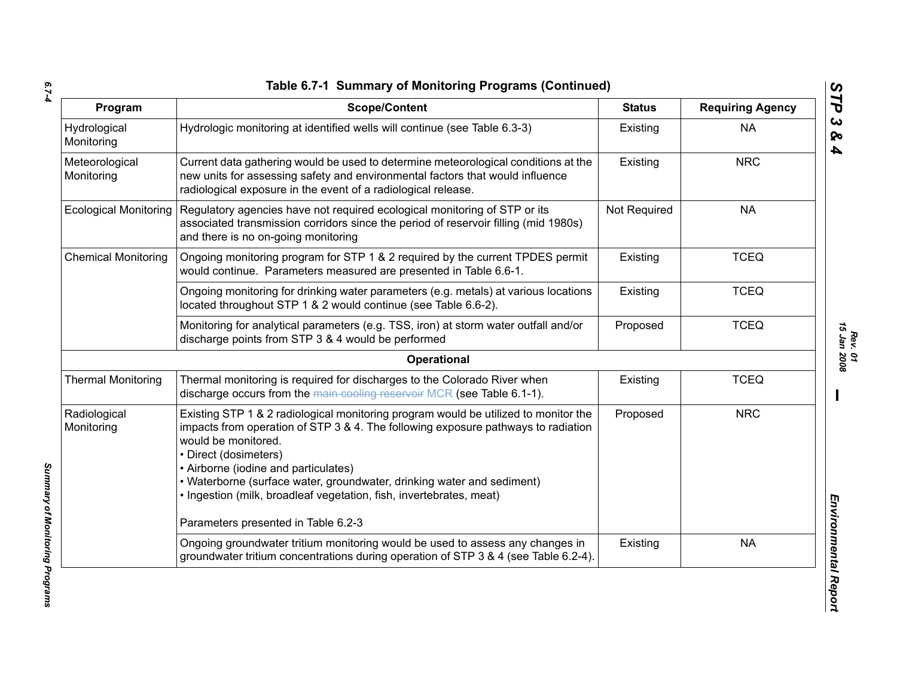# Table 6.7-1 Summary of Monitoring Programs (Continued)

| Program | Scope/Content | Status | Requiring Agency |
|---|---|---|---|
| Hydrological Monitoring | Hydrologic monitoring at identified wells will continue (see Table 6.3-3) | Existing | NA |
| Meteorological Monitoring | Current data gathering would be used to determine meteorological conditions at the new units for assessing safety and environmental factors that would influence radiological exposure in the event of a radiological release. | Existing | NRC |
| Ecological Monitoring | Regulatory agencies have not required ecological monitoring of STP or its associated transmission corridors since the period of reservoir filling (mid 1980s) and there is no on-going monitoring | Not Required | NA |
| Chemical Monitoring | Ongoing monitoring program for STP 1 & 2 required by the current TPDES permit would continue. Parameters measured are presented in Table 6.6-1. | Existing | TCEQ |
| | Ongoing monitoring for drinking water parameters (e.g. metals) at various locations located throughout STP 1 & 2 would continue (see Table 6.6-2). | Existing | TCEQ |
| | Monitoring for analytical parameters (e.g. TSS, iron) at storm water outfall and/or discharge points from STP 3 & 4 would be performed | Proposed | TCEQ |
| **Operational** | | | |
| Thermal Monitoring | Thermal monitoring is required for discharges to the Colorado River when discharge occurs from the ~~main cooling reservoir~~ MCR (see Table 6.1-1). | Existing | TCEQ |
| Radiological Monitoring | Existing STP 1 & 2 radiological monitoring program would be utilized to monitor the impacts from operation of STP 3 & 4. The following exposure pathways to radiation would be monitored.<br>• Direct (dosimeters)<br>• Airborne (iodine and particulates)<br>• Waterborne (surface water, groundwater, drinking water and sediment)<br>• Ingestion (milk, broadleaf vegetation, fish, invertebrates, meat)<br><br>Parameters presented in Table 6.2-3 | Proposed | NRC |
| | Ongoing groundwater tritium monitoring would be used to assess any changes in groundwater tritium concentrations during operation of STP 3 & 4 (see Table 6.2-4). | Existing | NA |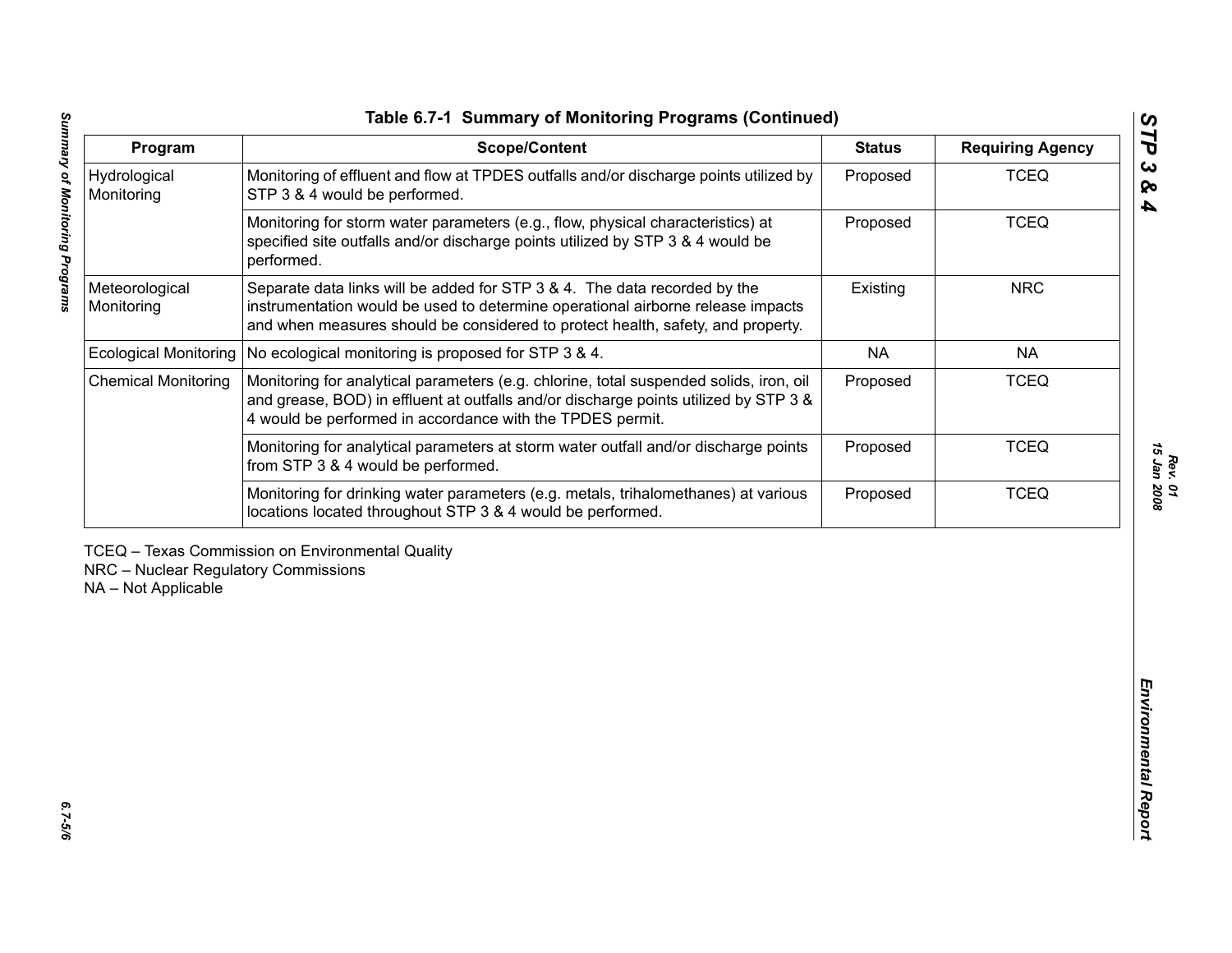## Table 6.7-1 Summary of Monitoring Programs (Continued)

| Program | Scope/Content | Status | Requiring Agency |
|---|---|---|---|
| Hydrological Monitoring | Monitoring of effluent and flow at TPDES outfalls and/or discharge points utilized by STP 3 & 4 would be performed. | Proposed | TCEQ |
| | Monitoring for storm water parameters (e.g., flow, physical characteristics) at specified site outfalls and/or discharge points utilized by STP 3 & 4 would be performed. | Proposed | TCEQ |
| Meteorological Monitoring | Separate data links will be added for STP 3 & 4. The data recorded by the instrumentation would be used to determine operational airborne release impacts and when measures should be considered to protect health, safety, and property. | Existing | NRC |
| Ecological Monitoring | No ecological monitoring is proposed for STP 3 & 4. | NA | NA |
| Chemical Monitoring | Monitoring for analytical parameters (e.g. chlorine, total suspended solids, iron, oil and grease, BOD) in effluent at outfalls and/or discharge points utilized by STP 3 & 4 would be performed in accordance with the TPDES permit. | Proposed | TCEQ |
| | Monitoring for analytical parameters at storm water outfall and/or discharge points from STP 3 & 4 would be performed. | Proposed | TCEQ |
| | Monitoring for drinking water parameters (e.g. metals, trihalomethanes) at various locations located throughout STP 3 & 4 would be performed. | Proposed | TCEQ |

TCEQ – Texas Commission on Environmental Quality
NRC – Nuclear Regulatory Commissions
NA – Not Applicable